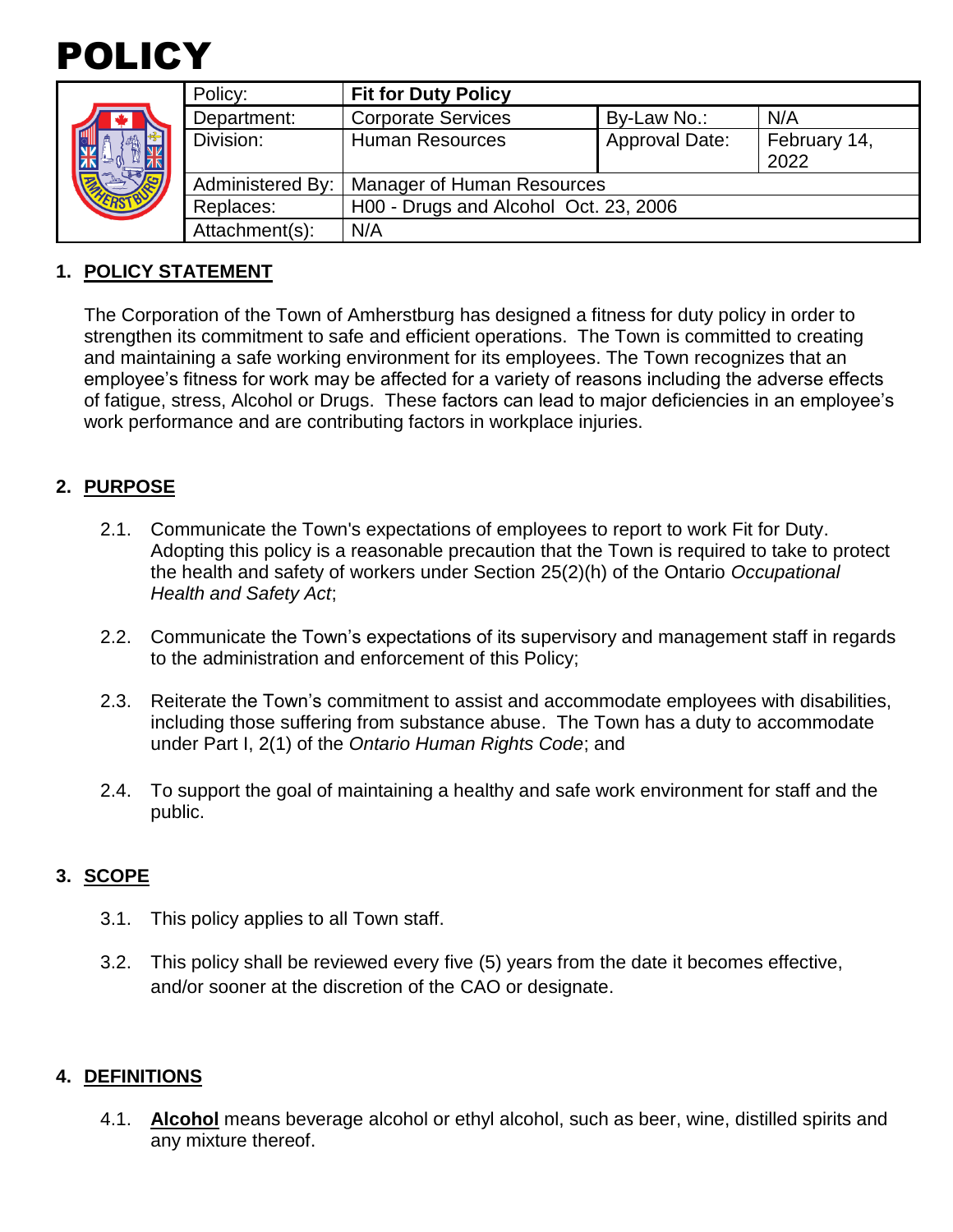# POLICY

| Policy: | **Fit for Duty Policy** | | |
|---|---|---|---|
| Department: | Corporate Services | By-Law No.: | N/A |
| Division: | Human Resources | Approval Date: | February 14, 2022 |
| Administered By: | Manager of Human Resources | | |
| Replaces: | H00 - Drugs and Alcohol Oct. 23, 2006 | | |
| Attachment(s): | N/A | | |

## 1. POLICY STATEMENT

The Corporation of the Town of Amherstburg has designed a fitness for duty policy in order to strengthen its commitment to safe and efficient operations. The Town is committed to creating and maintaining a safe working environment for its employees. The Town recognizes that an employee's fitness for work may be affected for a variety of reasons including the adverse effects of fatigue, stress, Alcohol or Drugs. These factors can lead to major deficiencies in an employee's work performance and are contributing factors in workplace injuries.

## 2. PURPOSE

2.1. Communicate the Town's expectations of employees to report to work Fit for Duty. Adopting this policy is a reasonable precaution that the Town is required to take to protect the health and safety of workers under Section 25(2)(h) of the Ontario *Occupational Health and Safety Act*;

2.2. Communicate the Town's expectations of its supervisory and management staff in regards to the administration and enforcement of this Policy;

2.3. Reiterate the Town's commitment to assist and accommodate employees with disabilities, including those suffering from substance abuse. The Town has a duty to accommodate under Part I, 2(1) of the *Ontario Human Rights Code*; and

2.4. To support the goal of maintaining a healthy and safe work environment for staff and the public.

## 3. SCOPE

3.1. This policy applies to all Town staff.

3.2. This policy shall be reviewed every five (5) years from the date it becomes effective, and/or sooner at the discretion of the CAO or designate.

## 4. DEFINITIONS

4.1. **Alcohol** means beverage alcohol or ethyl alcohol, such as beer, wine, distilled spirits and any mixture thereof.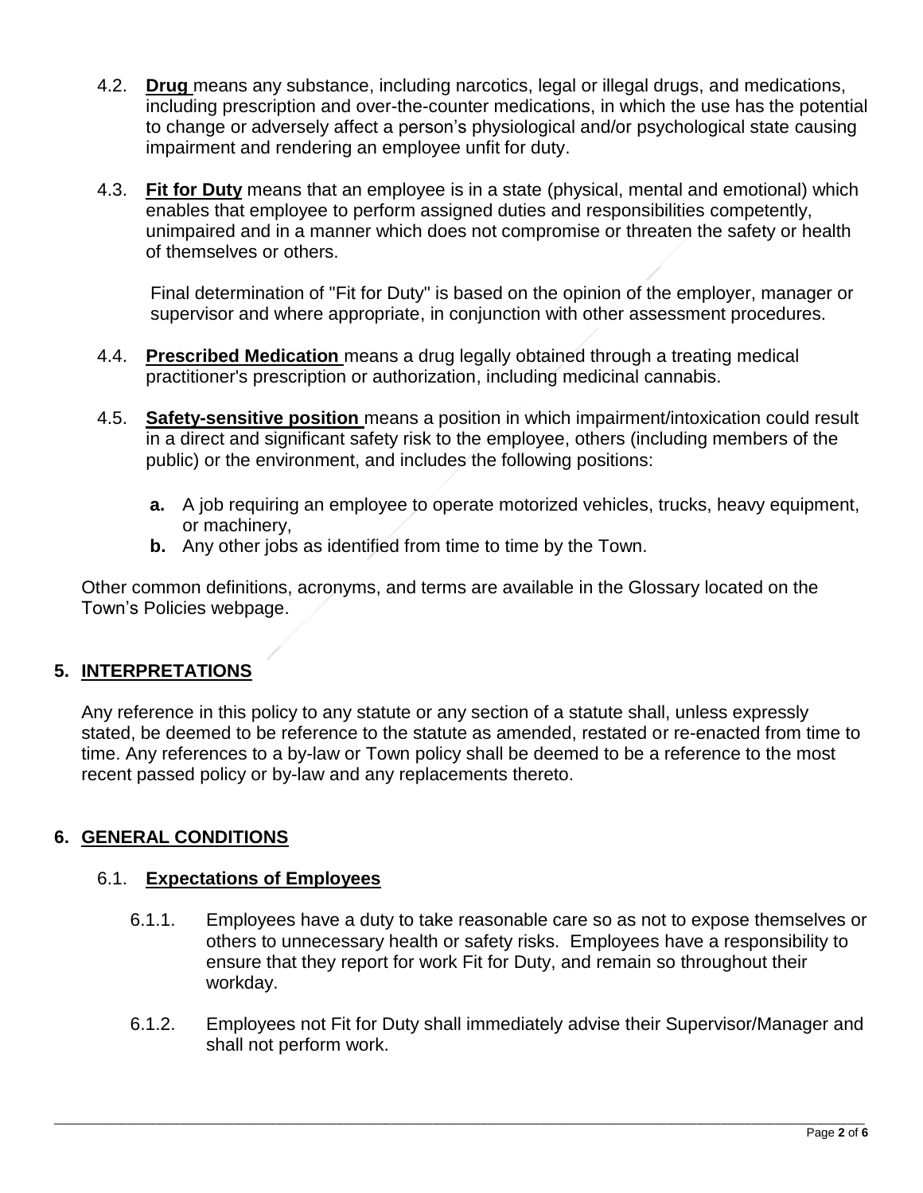4.2. **Drug** means any substance, including narcotics, legal or illegal drugs, and medications, including prescription and over-the-counter medications, in which the use has the potential to change or adversely affect a person's physiological and/or psychological state causing impairment and rendering an employee unfit for duty.

4.3. **Fit for Duty** means that an employee is in a state (physical, mental and emotional) which enables that employee to perform assigned duties and responsibilities competently, unimpaired and in a manner which does not compromise or threaten the safety or health of themselves or others.

Final determination of "Fit for Duty" is based on the opinion of the employer, manager or supervisor and where appropriate, in conjunction with other assessment procedures.

4.4. **Prescribed Medication** means a drug legally obtained through a treating medical practitioner's prescription or authorization, including medicinal cannabis.

4.5. **Safety-sensitive position** means a position in which impairment/intoxication could result in a direct and significant safety risk to the employee, others (including members of the public) or the environment, and includes the following positions:

**a.** A job requiring an employee to operate motorized vehicles, trucks, heavy equipment, or machinery,

**b.** Any other jobs as identified from time to time by the Town.

Other common definitions, acronyms, and terms are available in the Glossary located on the Town's Policies webpage.

## 5. INTERPRETATIONS

Any reference in this policy to any statute or any section of a statute shall, unless expressly stated, be deemed to be reference to the statute as amended, restated or re-enacted from time to time. Any references to a by-law or Town policy shall be deemed to be a reference to the most recent passed policy or by-law and any replacements thereto.

## 6. GENERAL CONDITIONS

### 6.1. Expectations of Employees

6.1.1. Employees have a duty to take reasonable care so as not to expose themselves or others to unnecessary health or safety risks. Employees have a responsibility to ensure that they report for work Fit for Duty, and remain so throughout their workday.

6.1.2. Employees not Fit for Duty shall immediately advise their Supervisor/Manager and shall not perform work.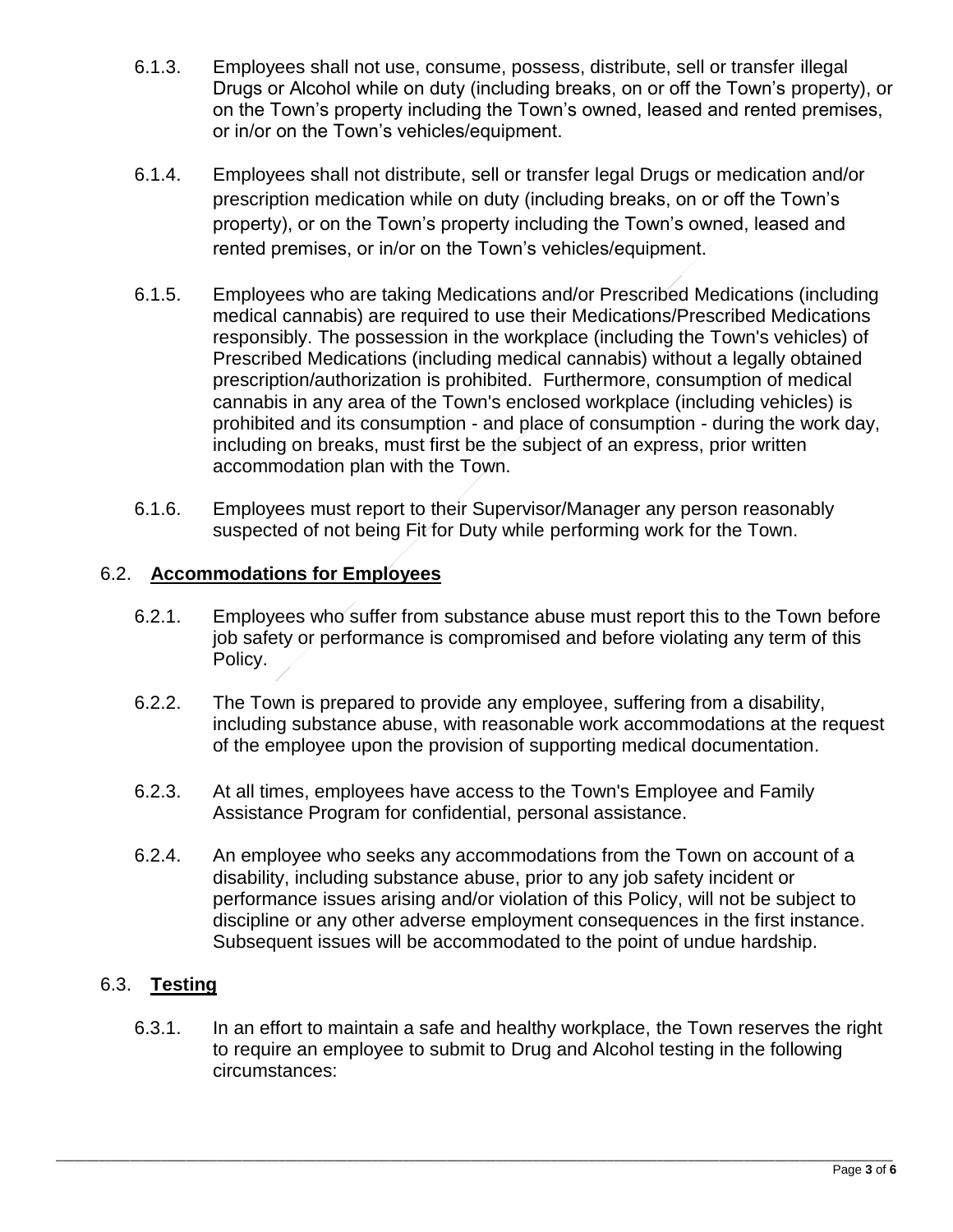6.1.3. Employees shall not use, consume, possess, distribute, sell or transfer illegal Drugs or Alcohol while on duty (including breaks, on or off the Town's property), or on the Town's property including the Town's owned, leased and rented premises, or in/or on the Town's vehicles/equipment.

6.1.4. Employees shall not distribute, sell or transfer legal Drugs or medication and/or prescription medication while on duty (including breaks, on or off the Town's property), or on the Town's property including the Town's owned, leased and rented premises, or in/or on the Town's vehicles/equipment.

6.1.5. Employees who are taking Medications and/or Prescribed Medications (including medical cannabis) are required to use their Medications/Prescribed Medications responsibly. The possession in the workplace (including the Town's vehicles) of Prescribed Medications (including medical cannabis) without a legally obtained prescription/authorization is prohibited. Furthermore, consumption of medical cannabis in any area of the Town's enclosed workplace (including vehicles) is prohibited and its consumption - and place of consumption - during the work day, including on breaks, must first be the subject of an express, prior written accommodation plan with the Town.

6.1.6. Employees must report to their Supervisor/Manager any person reasonably suspected of not being Fit for Duty while performing work for the Town.

## 6.2. **Accommodations for Employees**

6.2.1. Employees who suffer from substance abuse must report this to the Town before job safety or performance is compromised and before violating any term of this Policy.

6.2.2. The Town is prepared to provide any employee, suffering from a disability, including substance abuse, with reasonable work accommodations at the request of the employee upon the provision of supporting medical documentation.

6.2.3. At all times, employees have access to the Town's Employee and Family Assistance Program for confidential, personal assistance.

6.2.4. An employee who seeks any accommodations from the Town on account of a disability, including substance abuse, prior to any job safety incident or performance issues arising and/or violation of this Policy, will not be subject to discipline or any other adverse employment consequences in the first instance. Subsequent issues will be accommodated to the point of undue hardship.

## 6.3. **Testing**

6.3.1. In an effort to maintain a safe and healthy workplace, the Town reserves the right to require an employee to submit to Drug and Alcohol testing in the following circumstances: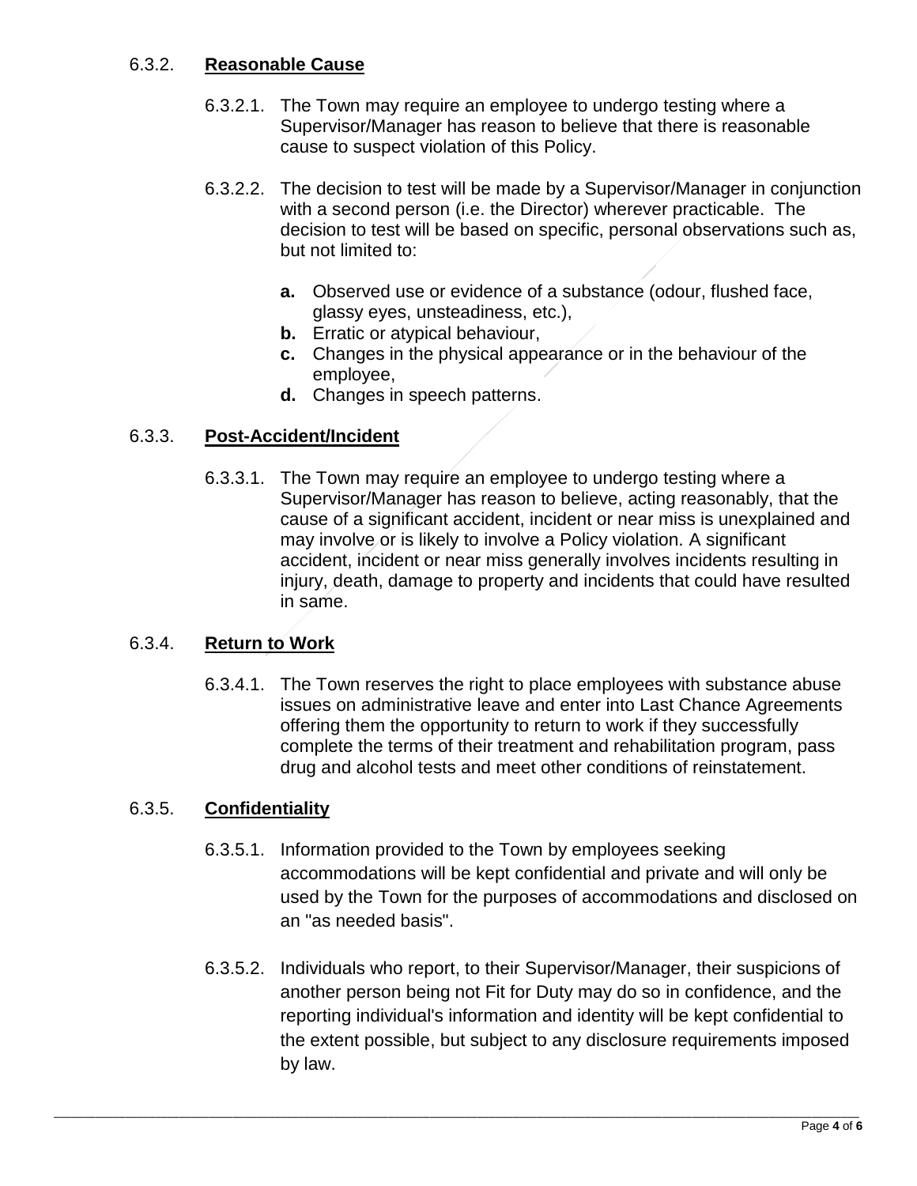#### 6.3.2. **Reasonable Cause**

6.3.2.1. The Town may require an employee to undergo testing where a Supervisor/Manager has reason to believe that there is reasonable cause to suspect violation of this Policy.

6.3.2.2. The decision to test will be made by a Supervisor/Manager in conjunction with a second person (i.e. the Director) wherever practicable. The decision to test will be based on specific, personal observations such as, but not limited to:

- **a.** Observed use or evidence of a substance (odour, flushed face, glassy eyes, unsteadiness, etc.),
- **b.** Erratic or atypical behaviour,
- **c.** Changes in the physical appearance or in the behaviour of the employee,
- **d.** Changes in speech patterns.

#### 6.3.3. **Post-Accident/Incident**

6.3.3.1. The Town may require an employee to undergo testing where a Supervisor/Manager has reason to believe, acting reasonably, that the cause of a significant accident, incident or near miss is unexplained and may involve or is likely to involve a Policy violation. A significant accident, incident or near miss generally involves incidents resulting in injury, death, damage to property and incidents that could have resulted in same.

#### 6.3.4. **Return to Work**

6.3.4.1. The Town reserves the right to place employees with substance abuse issues on administrative leave and enter into Last Chance Agreements offering them the opportunity to return to work if they successfully complete the terms of their treatment and rehabilitation program, pass drug and alcohol tests and meet other conditions of reinstatement.

#### 6.3.5. **Confidentiality**

6.3.5.1. Information provided to the Town by employees seeking accommodations will be kept confidential and private and will only be used by the Town for the purposes of accommodations and disclosed on an "as needed basis".

6.3.5.2. Individuals who report, to their Supervisor/Manager, their suspicions of another person being not Fit for Duty may do so in confidence, and the reporting individual's information and identity will be kept confidential to the extent possible, but subject to any disclosure requirements imposed by law.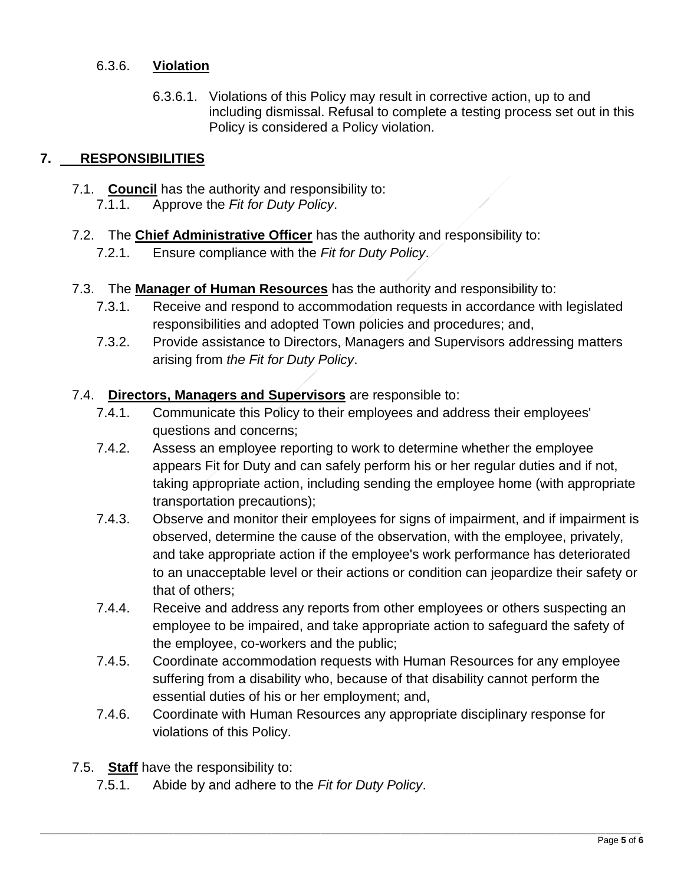#### 6.3.6. **Violation**

6.3.6.1. Violations of this Policy may result in corrective action, up to and including dismissal. Refusal to complete a testing process set out in this Policy is considered a Policy violation.

## 7. RESPONSIBILITIES

7.1. **Council** has the authority and responsibility to:

- 7.1.1. Approve the *Fit for Duty Policy*.

7.2. The **Chief Administrative Officer** has the authority and responsibility to:

- 7.2.1. Ensure compliance with the *Fit for Duty Policy*.

7.3. The **Manager of Human Resources** has the authority and responsibility to:

- 7.3.1. Receive and respond to accommodation requests in accordance with legislated responsibilities and adopted Town policies and procedures; and,
- 7.3.2. Provide assistance to Directors, Managers and Supervisors addressing matters arising from *the Fit for Duty Policy*.

7.4. **Directors, Managers and Supervisors** are responsible to:

- 7.4.1. Communicate this Policy to their employees and address their employees' questions and concerns;
- 7.4.2. Assess an employee reporting to work to determine whether the employee appears Fit for Duty and can safely perform his or her regular duties and if not, taking appropriate action, including sending the employee home (with appropriate transportation precautions);
- 7.4.3. Observe and monitor their employees for signs of impairment, and if impairment is observed, determine the cause of the observation, with the employee, privately, and take appropriate action if the employee's work performance has deteriorated to an unacceptable level or their actions or condition can jeopardize their safety or that of others;
- 7.4.4. Receive and address any reports from other employees or others suspecting an employee to be impaired, and take appropriate action to safeguard the safety of the employee, co-workers and the public;
- 7.4.5. Coordinate accommodation requests with Human Resources for any employee suffering from a disability who, because of that disability cannot perform the essential duties of his or her employment; and,
- 7.4.6. Coordinate with Human Resources any appropriate disciplinary response for violations of this Policy.

7.5. **Staff** have the responsibility to:

- 7.5.1. Abide by and adhere to the *Fit for Duty Policy*.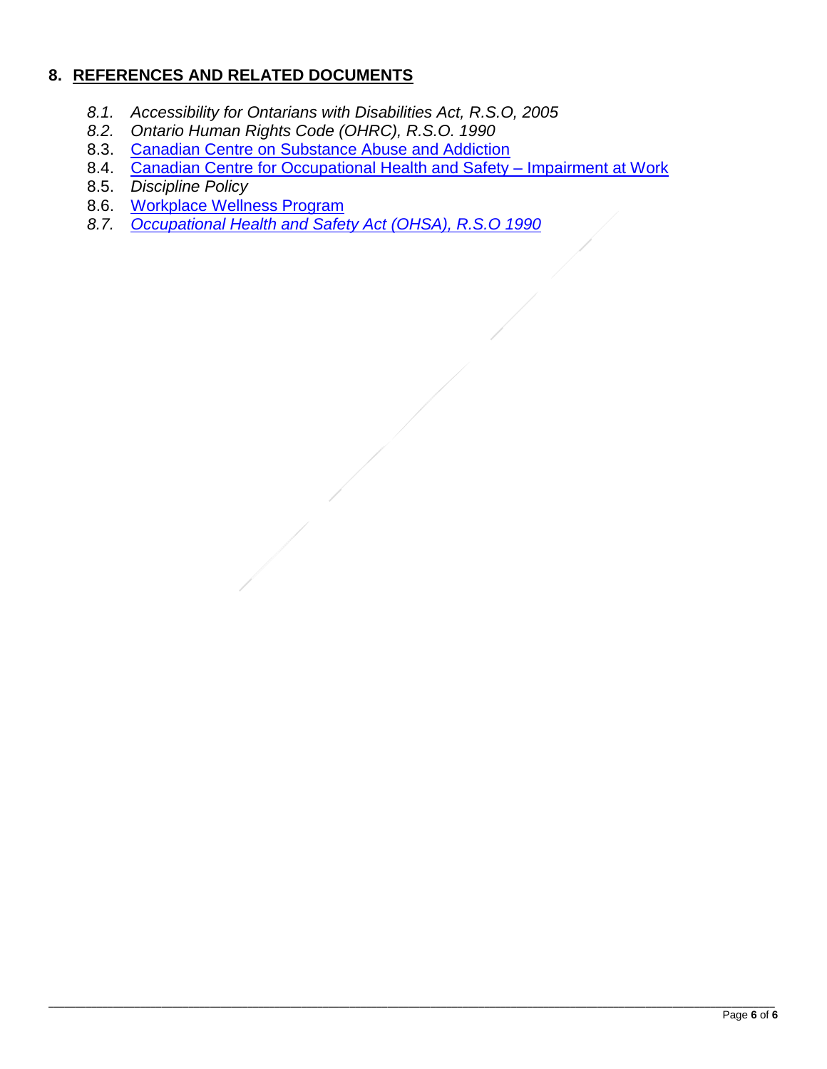## 8. REFERENCES AND RELATED DOCUMENTS

8.1. *Accessibility for Ontarians with Disabilities Act, R.S.O, 2005*
8.2. *Ontario Human Rights Code (OHRC), R.S.O. 1990*
8.3. Canadian Centre on Substance Abuse and Addiction
8.4. Canadian Centre for Occupational Health and Safety – Impairment at Work
8.5. *Discipline Policy*
8.6. Workplace Wellness Program
8.7. *Occupational Health and Safety Act (OHSA), R.S.O 1990*